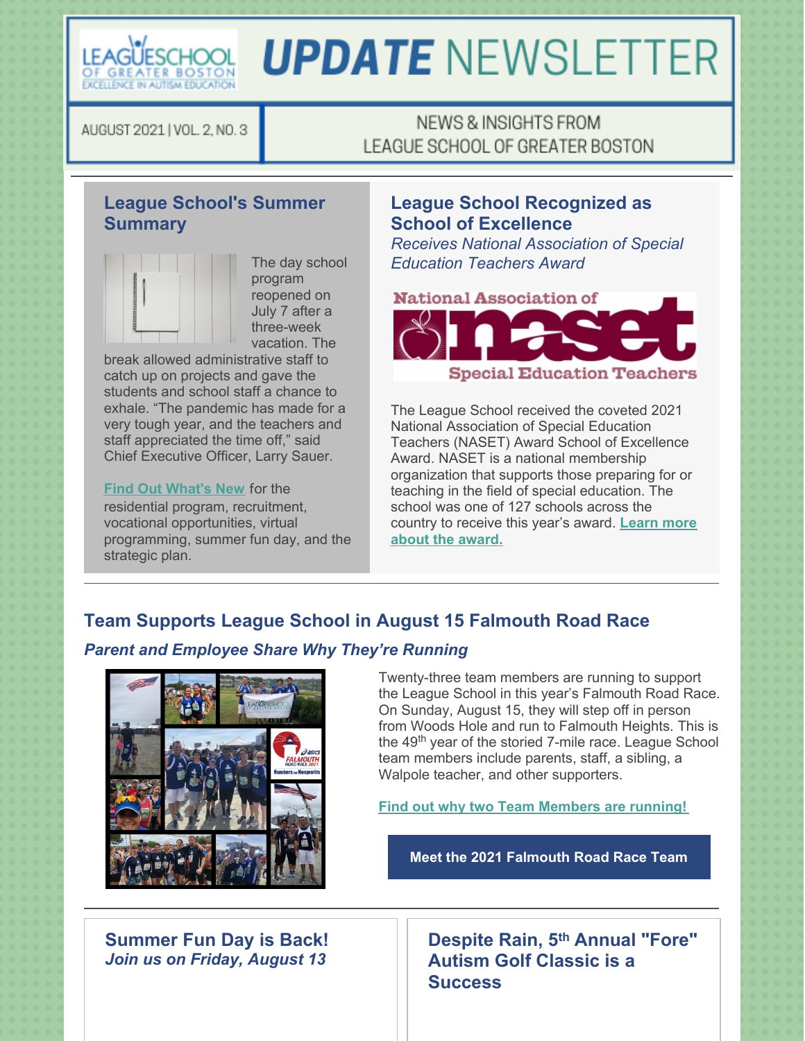# UPDATE NEWSLETTER

AUGUST 2021 | VOL. 2, NO. 3

NEWS & INSIGHTS FROM LEAGUE SCHOOL OF GREATER BOSTON

## League School's Summer Summary

The day school program reopened on July 7 after a three-week vacation. The break allowed administrative staff to catch up on projects and gave the students and school staff a chance to exhale. "The pandemic has made for a very tough year, and the teachers and staff appreciated the time off," said Chief Executive Officer, Larry Sauer.

**Find Out What's New** for the residential program, recruitment, vocational opportunities, virtual programming, summer fun day, and the strategic plan.

## League School Recognized as School of Excellence

*Receives National Association of Special Education Teachers Award*

The League School received the coveted 2021 National Association of Special Education Teachers (NASET) Award School of Excellence Award. NASET is a national membership organization that supports those preparing for or teaching in the field of special education. The school was one of 127 schools across the country to receive this year's award. **Learn more about the award.**

## Team Supports League School in August 15 Falmouth Road Race

*Parent and Employee Share Why They're Running*

Twenty-three team members are running to support the League School in this year's Falmouth Road Race. On Sunday, August 15, they will step off in person from Woods Hole and run to Falmouth Heights. This is the 49th year of the storied 7-mile race. League School team members include parents, staff, a sibling, a Walpole teacher, and other supporters.

**Find out why two Team Members are running!**

**Meet the 2021 Falmouth Road Race Team**

## Summer Fun Day is Back!

*Join us on Friday, August 13*

## Despite Rain, 5th Annual "Fore" Autism Golf Classic is a Success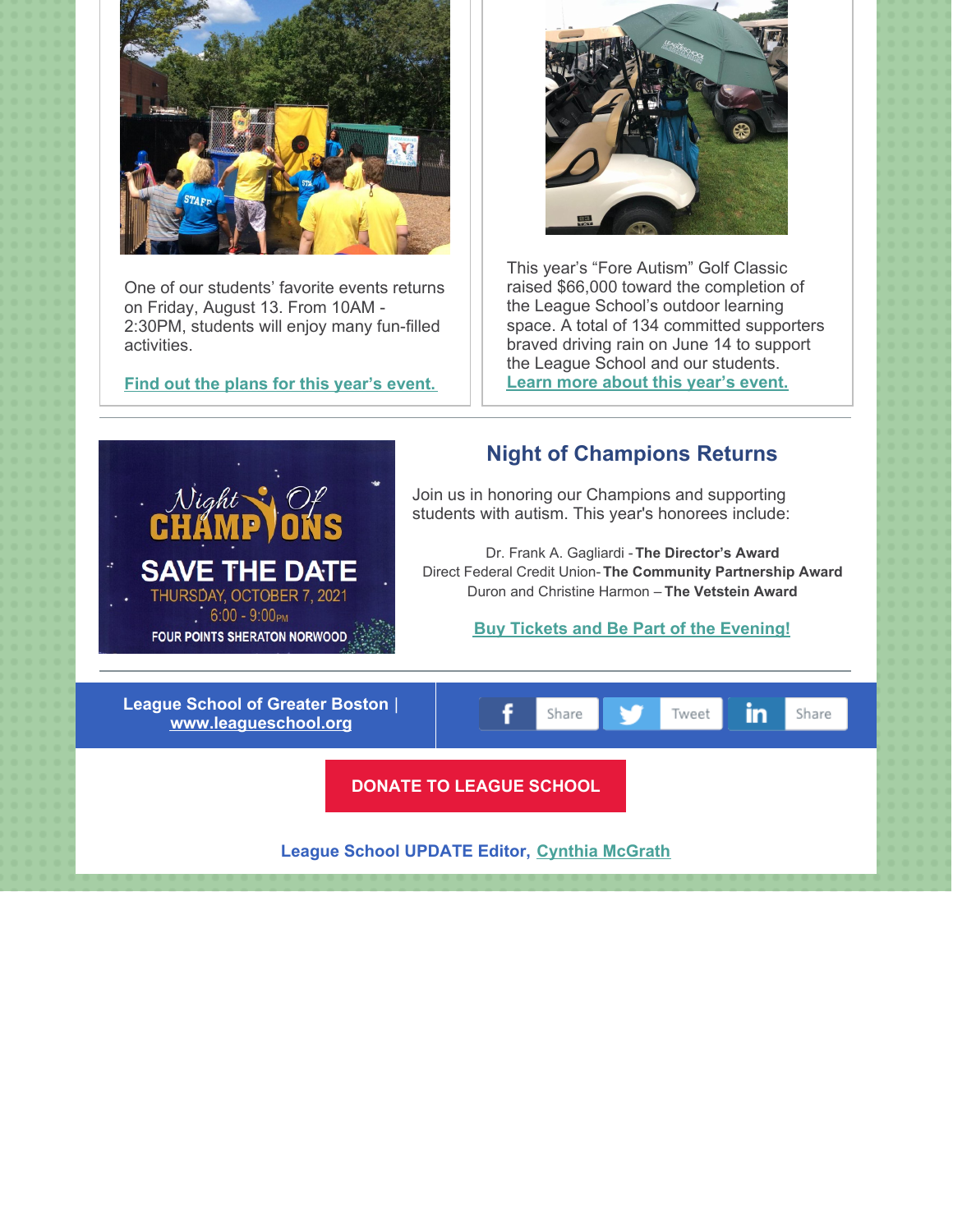One of our students' favorite events returns on Friday, August 13. From 10AM - 2:30PM, students will enjoy many fun-filled activities.

Find out the plans for this year's event.

This year's "Fore Autism" Golf Classic raised $66,000 toward the completion of the League School's outdoor learning space. A total of 134 committed supporters braved driving rain on June 14 to support the League School and our students.
Learn more about this year's event.

Night Of CHAMPIONS

SAVE THE DATE

THURSDAY, OCTOBER 7, 2021

6:00 - 9:00PM

FOUR POINTS SHERATON NORWOOD

## Night of Champions Returns

Join us in honoring our Champions and supporting students with autism. This year's honorees include:

Dr. Frank A. Gagliardi - **The Director's Award**
Direct Federal Credit Union- **The Community Partnership Award**
Duron and Christine Harmon – **The Vetstein Award**

Buy Tickets and Be Part of the Evening!

**League School of Greater Boston | www.leagueschool.org**

Share Tweet Share

**DONATE TO LEAGUE SCHOOL**

**League School UPDATE Editor, Cynthia McGrath**